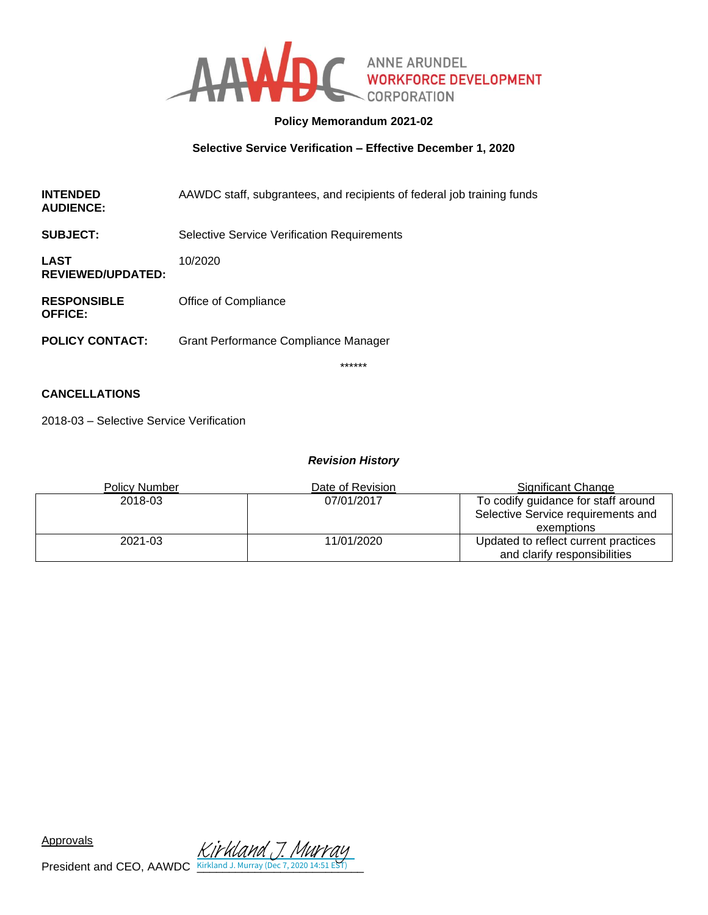ANNE ARUNDEL WORKFORCE DEVELOPMENT CORPORATION

**Policy Memorandum 2021-02**

**Selective Service Verification – Effective December 1, 2020**

**INTENDED AUDIENCE:** AAWDC staff, subgrantees, and recipients of federal job training funds

**SUBJECT:** Selective Service Verification Requirements

**LAST REVIEWED/UPDATED:** 10/2020

**RESPONSIBLE OFFICE:** Office of Compliance

**POLICY CONTACT:** Grant Performance Compliance Manager

******

**CANCELLATIONS**

2018-03 – Selective Service Verification

***Revision History***

| Policy Number | Date of Revision | Significant Change |
|---|---|---|
| 2018-03 | 07/01/2017 | To codify guidance for staff around Selective Service requirements and exemptions |
| 2021-03 | 11/01/2020 | Updated to reflect current practices and clarify responsibilities |

Approvals

President and CEO, AAWDC Kirkland J. Murray
Kirkland J. Murray (Dec 7, 2020 14:51 EST)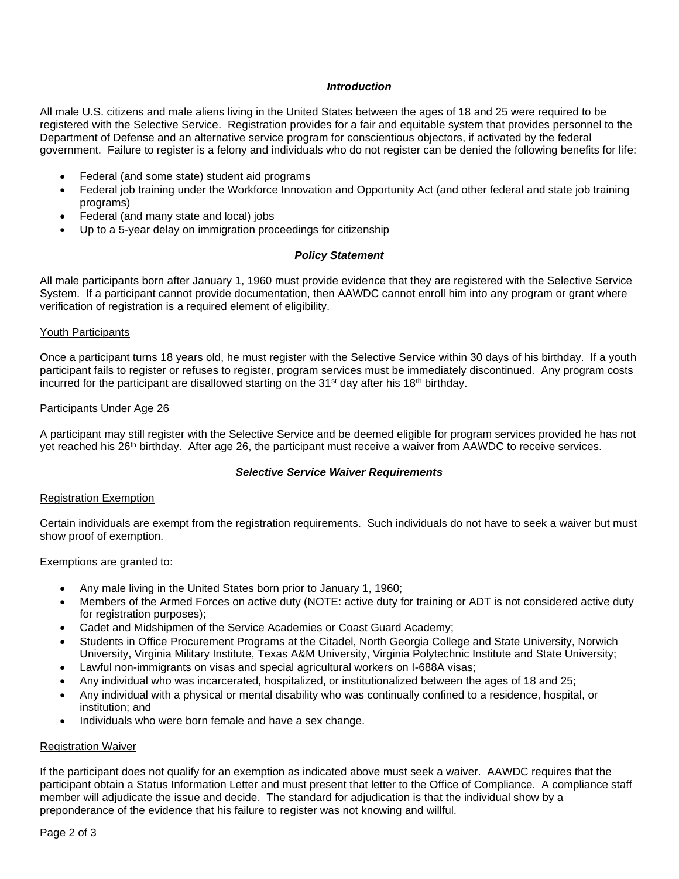## *Introduction*

All male U.S. citizens and male aliens living in the United States between the ages of 18 and 25 were required to be registered with the Selective Service. Registration provides for a fair and equitable system that provides personnel to the Department of Defense and an alternative service program for conscientious objectors, if activated by the federal government. Failure to register is a felony and individuals who do not register can be denied the following benefits for life:

- Federal (and some state) student aid programs
- Federal job training under the Workforce Innovation and Opportunity Act (and other federal and state job training programs)
- Federal (and many state and local) jobs
- Up to a 5-year delay on immigration proceedings for citizenship

## *Policy Statement*

All male participants born after January 1, 1960 must provide evidence that they are registered with the Selective Service System. If a participant cannot provide documentation, then AAWDC cannot enroll him into any program or grant where verification of registration is a required element of eligibility.

### Youth Participants

Once a participant turns 18 years old, he must register with the Selective Service within 30 days of his birthday. If a youth participant fails to register or refuses to register, program services must be immediately discontinued. Any program costs incurred for the participant are disallowed starting on the 31st day after his 18th birthday.

### Participants Under Age 26

A participant may still register with the Selective Service and be deemed eligible for program services provided he has not yet reached his 26th birthday. After age 26, the participant must receive a waiver from AAWDC to receive services.

## *Selective Service Waiver Requirements*

### Registration Exemption

Certain individuals are exempt from the registration requirements. Such individuals do not have to seek a waiver but must show proof of exemption.

Exemptions are granted to:

- Any male living in the United States born prior to January 1, 1960;
- Members of the Armed Forces on active duty (NOTE: active duty for training or ADT is not considered active duty for registration purposes);
- Cadet and Midshipmen of the Service Academies or Coast Guard Academy;
- Students in Office Procurement Programs at the Citadel, North Georgia College and State University, Norwich University, Virginia Military Institute, Texas A&M University, Virginia Polytechnic Institute and State University;
- Lawful non-immigrants on visas and special agricultural workers on I-688A visas;
- Any individual who was incarcerated, hospitalized, or institutionalized between the ages of 18 and 25;
- Any individual with a physical or mental disability who was continually confined to a residence, hospital, or institution; and
- Individuals who were born female and have a sex change.

### Registration Waiver

If the participant does not qualify for an exemption as indicated above must seek a waiver. AAWDC requires that the participant obtain a Status Information Letter and must present that letter to the Office of Compliance. A compliance staff member will adjudicate the issue and decide. The standard for adjudication is that the individual show by a preponderance of the evidence that his failure to register was not knowing and willful.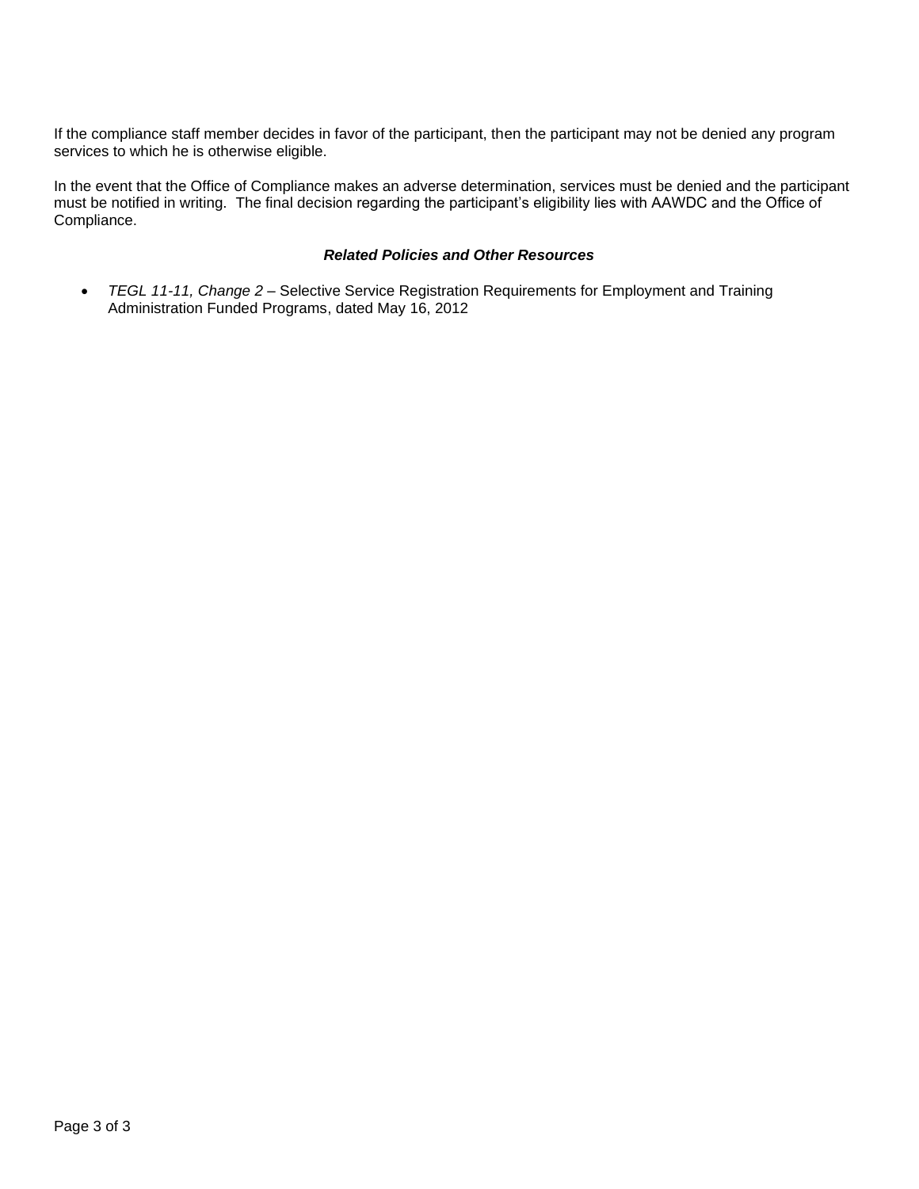If the compliance staff member decides in favor of the participant, then the participant may not be denied any program services to which he is otherwise eligible.

In the event that the Office of Compliance makes an adverse determination, services must be denied and the participant must be notified in writing. The final decision regarding the participant's eligibility lies with AAWDC and the Office of Compliance.

### ***Related Policies and Other Resources***

- *TEGL 11-11, Change 2* – Selective Service Registration Requirements for Employment and Training Administration Funded Programs, dated May 16, 2012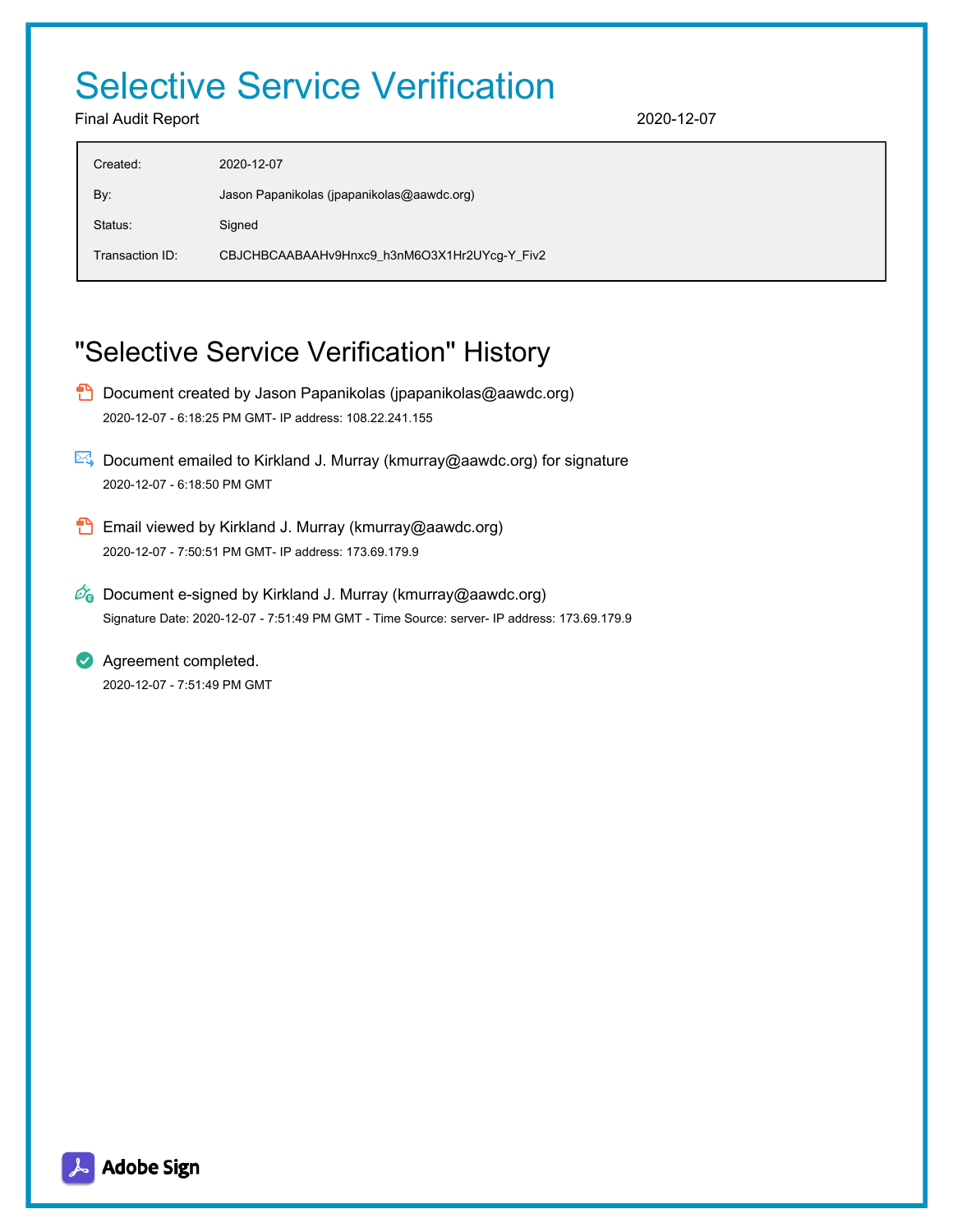# Selective Service Verification

Final Audit Report 2020-12-07

| | |
|---|---|
| Created: | 2020-12-07 |
| By: | Jason Papanikolas (jpapanikolas@aawdc.org) |
| Status: | Signed |
| Transaction ID: | CBJCHBCAABAAHv9Hnxc9_h3nM6O3X1Hr2UYcg-Y_Fiv2 |

## "Selective Service Verification" History

- Document created by Jason Papanikolas (jpapanikolas@aawdc.org)
  2020-12-07 - 6:18:25 PM GMT- IP address: 108.22.241.155

- Document emailed to Kirkland J. Murray (kmurray@aawdc.org) for signature
  2020-12-07 - 6:18:50 PM GMT

- Email viewed by Kirkland J. Murray (kmurray@aawdc.org)
  2020-12-07 - 7:50:51 PM GMT- IP address: 173.69.179.9

- Document e-signed by Kirkland J. Murray (kmurray@aawdc.org)
  Signature Date: 2020-12-07 - 7:51:49 PM GMT - Time Source: server- IP address: 173.69.179.9

- Agreement completed.
  2020-12-07 - 7:51:49 PM GMT

Adobe Sign